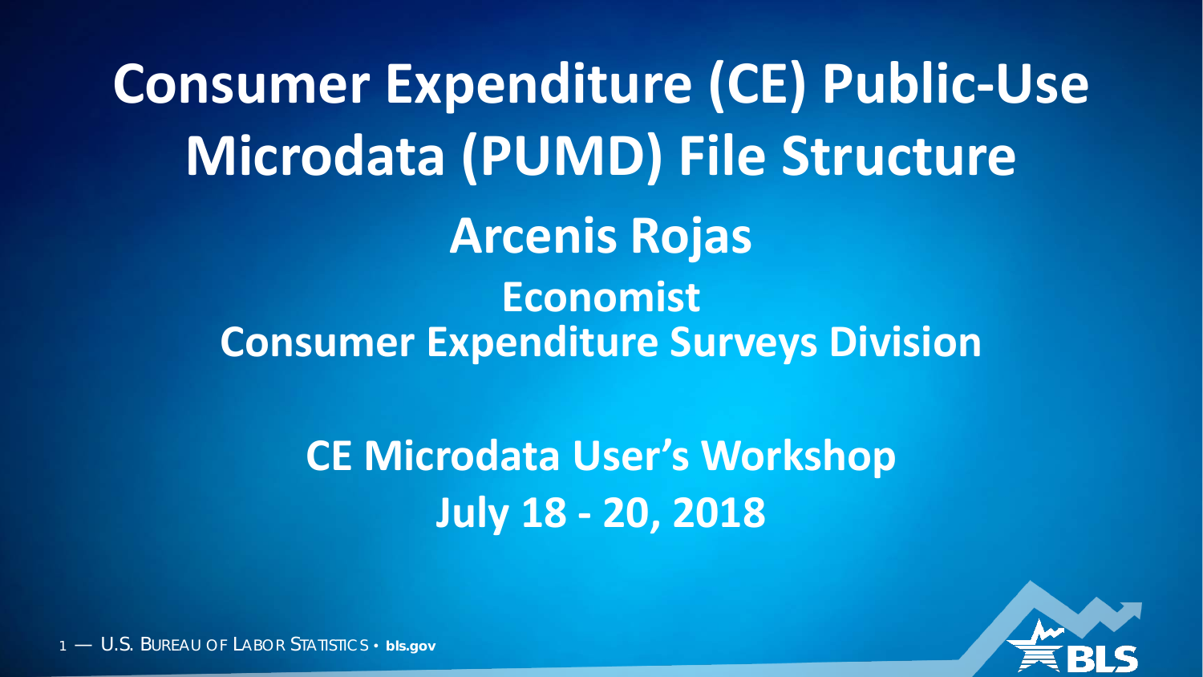# Consumer Expenditure (CE) Public-Use Microdata (PUMD) File Structure

## Arcenis Rojas

### Economist
### Consumer Expenditure Surveys Division

### CE Microdata User's Workshop
### July 18 - 20, 2018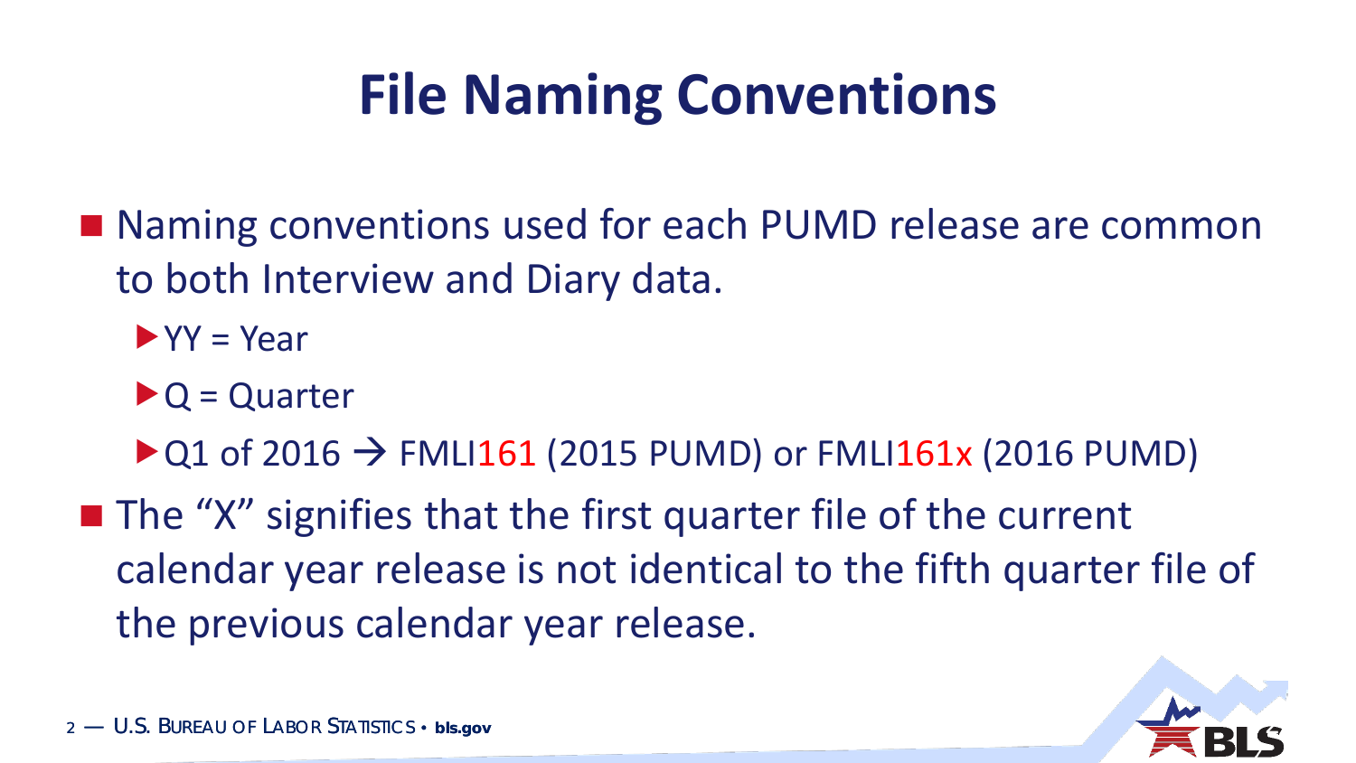# File Naming Conventions

- Naming conventions used for each PUMD release are common to both Interview and Diary data.
  - YY = Year
  - Q = Quarter
  - Q1 of 2016 → FMLI161 (2015 PUMD) or FMLI161x (2016 PUMD)
- The "X" signifies that the first quarter file of the current calendar year release is not identical to the fifth quarter file of the previous calendar year release.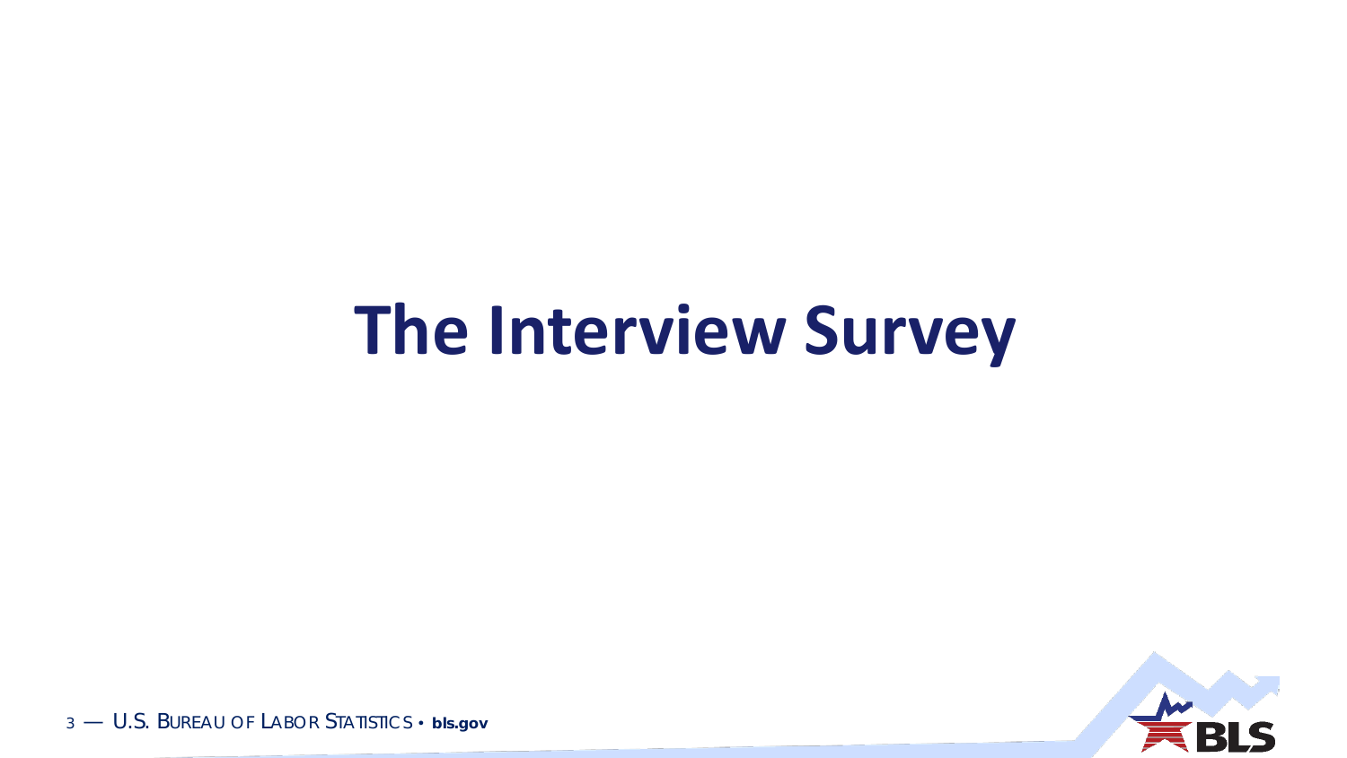# The Interview Survey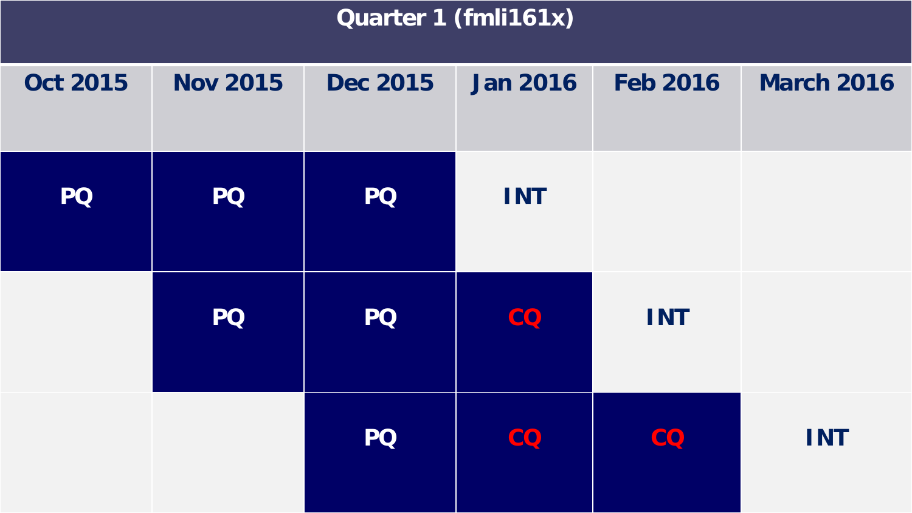## Quarter 1 (fmli161x)

| Oct 2015 | Nov 2015 | Dec 2015 | Jan 2016 | Feb 2016 | March 2016 |
|---|---|---|---|---|---|
| PQ | PQ | PQ | INT | | |
| | PQ | PQ | CQ | INT | |
| | | PQ | CQ | CQ | INT |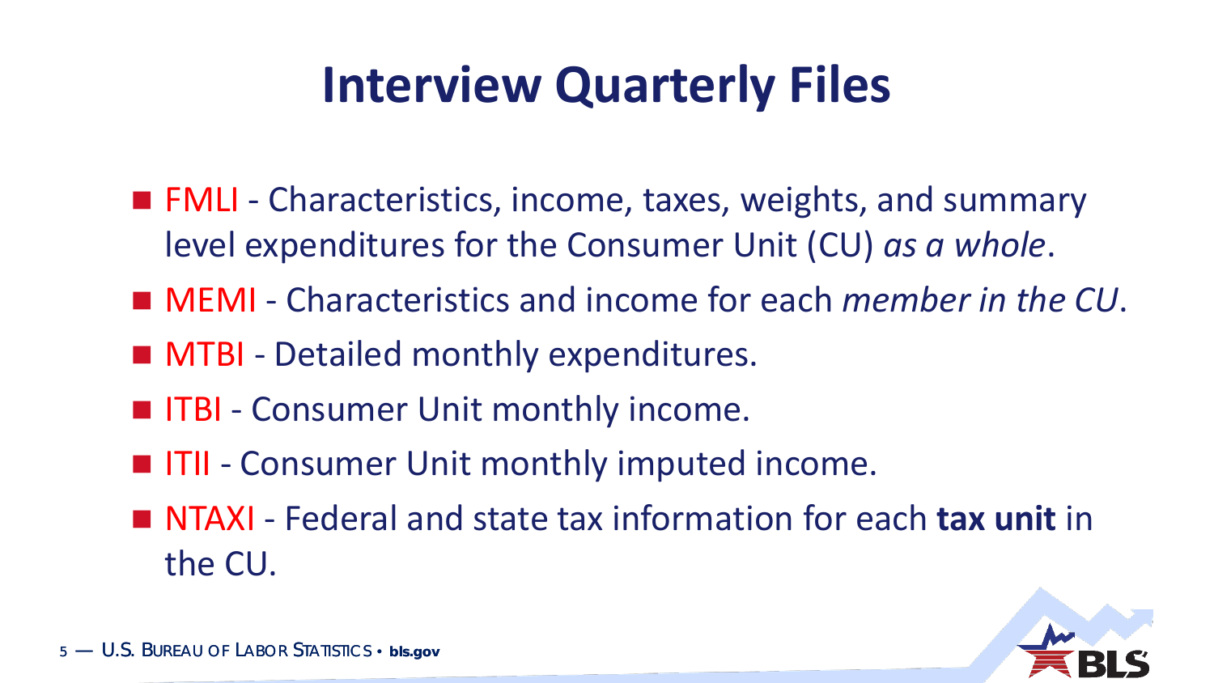# Interview Quarterly Files

- FMLI - Characteristics, income, taxes, weights, and summary level expenditures for the Consumer Unit (CU) *as a whole*.
- MEMI - Characteristics and income for each *member in the CU*.
- MTBI - Detailed monthly expenditures.
- ITBI - Consumer Unit monthly income.
- ITII - Consumer Unit monthly imputed income.
- NTAXI - Federal and state tax information for each **tax unit** in the CU.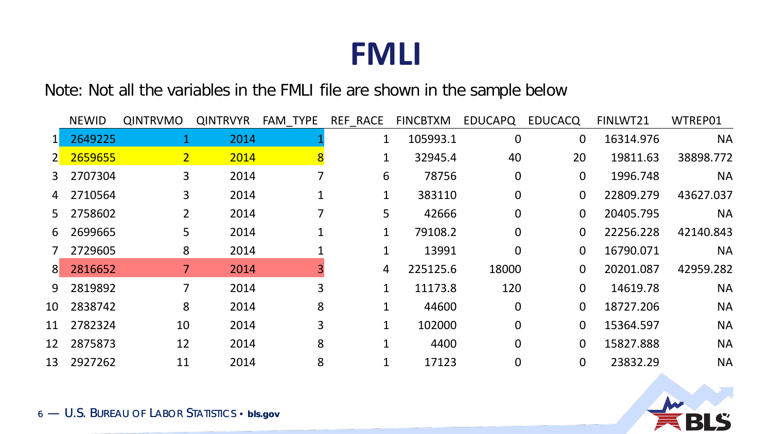# FMLI

Note: Not all the variables in the FMLI file are shown in the sample below

| | NEWID | QINTRVMO | QINTRVYR | FAM_TYPE | REF_RACE | FINCBTXM | EDUCAPQ | EDUCACQ | FINLWT21 | WTREP01 |
|---|---|---|---|---|---|---|---|---|---|---|
| 1 | 2649225 | 1 | 2014 | 1 | 1 | 105993.1 | 0 | 0 | 16314.976 | NA |
| 2 | 2659655 | 2 | 2014 | 8 | 1 | 32945.4 | 40 | 20 | 19811.63 | 38898.772 |
| 3 | 2707304 | 3 | 2014 | 7 | 6 | 78756 | 0 | 0 | 1996.748 | NA |
| 4 | 2710564 | 3 | 2014 | 1 | 1 | 383110 | 0 | 0 | 22809.279 | 43627.037 |
| 5 | 2758602 | 2 | 2014 | 7 | 5 | 42666 | 0 | 0 | 20405.795 | NA |
| 6 | 2699665 | 5 | 2014 | 1 | 1 | 79108.2 | 0 | 0 | 22256.228 | 42140.843 |
| 7 | 2729605 | 8 | 2014 | 1 | 1 | 13991 | 0 | 0 | 16790.071 | NA |
| 8 | 2816652 | 7 | 2014 | 3 | 4 | 225125.6 | 18000 | 0 | 20201.087 | 42959.282 |
| 9 | 2819892 | 7 | 2014 | 3 | 1 | 11173.8 | 120 | 0 | 14619.78 | NA |
| 10 | 2838742 | 8 | 2014 | 8 | 1 | 44600 | 0 | 0 | 18727.206 | NA |
| 11 | 2782324 | 10 | 2014 | 3 | 1 | 102000 | 0 | 0 | 15364.597 | NA |
| 12 | 2875873 | 12 | 2014 | 8 | 1 | 4400 | 0 | 0 | 15827.888 | NA |
| 13 | 2927262 | 11 | 2014 | 8 | 1 | 17123 | 0 | 0 | 23832.29 | NA |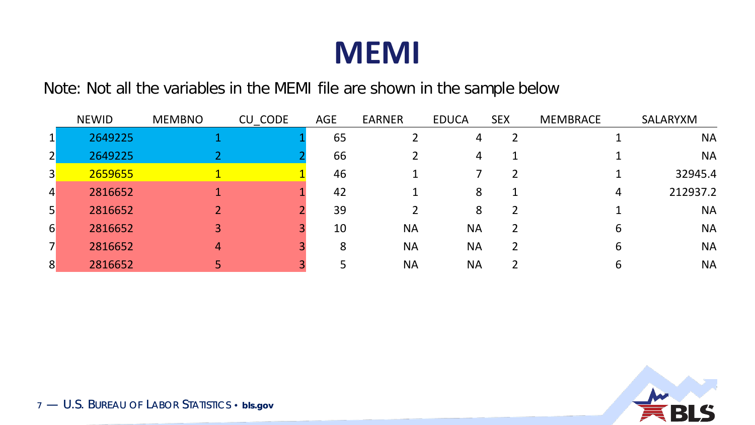# MEMI

Note: Not all the variables in the MEMI file are shown in the sample below

| | NEWID | MEMBNO | CU_CODE | AGE | EARNER | EDUCA | SEX | MEMBRACE | SALARYXM |
|---|---|---|---|---|---|---|---|---|---|
| 1 | 2649225 | 1 | 1 | 65 | 2 | 4 | 2 | 1 | NA |
| 2 | 2649225 | 2 | 2 | 66 | 2 | 4 | 1 | 1 | NA |
| 3 | 2659655 | 1 | 1 | 46 | 1 | 7 | 2 | 1 | 32945.4 |
| 4 | 2816652 | 1 | 1 | 42 | 1 | 8 | 1 | 4 | 212937.2 |
| 5 | 2816652 | 2 | 2 | 39 | 2 | 8 | 2 | 1 | NA |
| 6 | 2816652 | 3 | 3 | 10 | NA | NA | 2 | 6 | NA |
| 7 | 2816652 | 4 | 3 | 8 | NA | NA | 2 | 6 | NA |
| 8 | 2816652 | 5 | 3 | 5 | NA | NA | 2 | 6 | NA |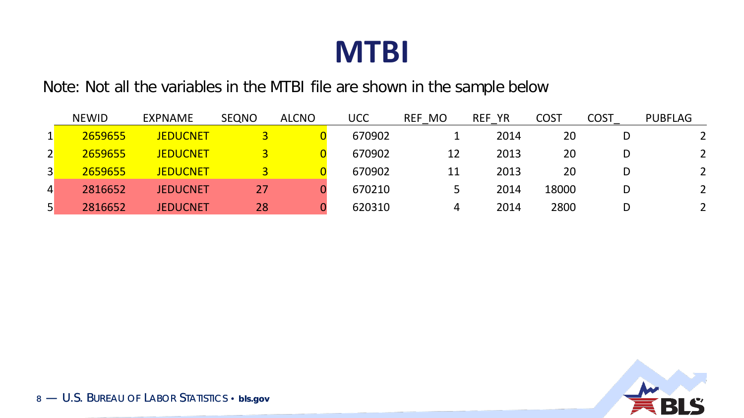# MTBI

Note: Not all the variables in the MTBI file are shown in the sample below

| | NEWID | EXPNAME | SEQNO | ALCNO | UCC | REF_MO | REF_YR | COST | COST_ | PUBFLAG |
|---|---|---|---|---|---|---|---|---|---|---|
| 1 | 2659655 | JEDUCNET | 3 | 0 | 670902 | 1 | 2014 | 20 | D | 2 |
| 2 | 2659655 | JEDUCNET | 3 | 0 | 670902 | 12 | 2013 | 20 | D | 2 |
| 3 | 2659655 | JEDUCNET | 3 | 0 | 670902 | 11 | 2013 | 20 | D | 2 |
| 4 | 2816652 | JEDUCNET | 27 | 0 | 670210 | 5 | 2014 | 18000 | D | 2 |
| 5 | 2816652 | JEDUCNET | 28 | 0 | 620310 | 4 | 2014 | 2800 | D | 2 |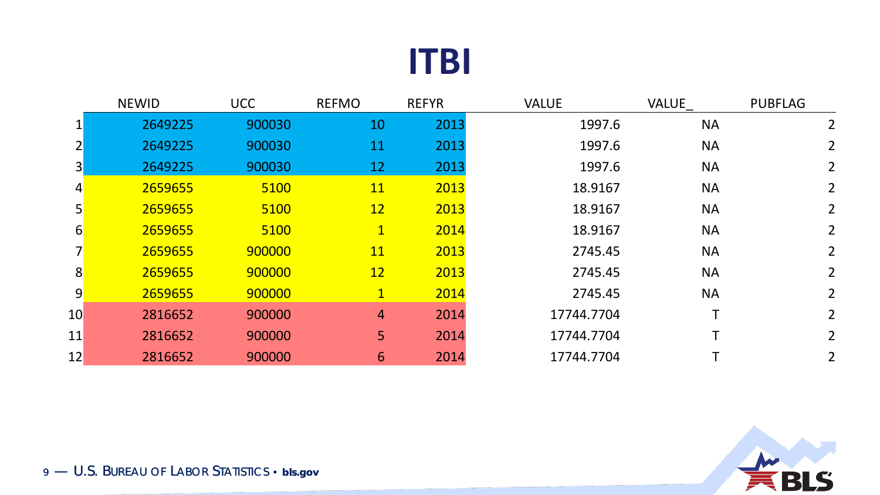# ITBI

| | NEWID | UCC | REFMO | REFYR | VALUE | VALUE_ | PUBFLAG |
|---|---|---|---|---|---|---|---|
| 1 | 2649225 | 900030 | 10 | 2013 | 1997.6 | NA | 2 |
| 2 | 2649225 | 900030 | 11 | 2013 | 1997.6 | NA | 2 |
| 3 | 2649225 | 900030 | 12 | 2013 | 1997.6 | NA | 2 |
| 4 | 2659655 | 5100 | 11 | 2013 | 18.9167 | NA | 2 |
| 5 | 2659655 | 5100 | 12 | 2013 | 18.9167 | NA | 2 |
| 6 | 2659655 | 5100 | 1 | 2014 | 18.9167 | NA | 2 |
| 7 | 2659655 | 900000 | 11 | 2013 | 2745.45 | NA | 2 |
| 8 | 2659655 | 900000 | 12 | 2013 | 2745.45 | NA | 2 |
| 9 | 2659655 | 900000 | 1 | 2014 | 2745.45 | NA | 2 |
| 10 | 2816652 | 900000 | 4 | 2014 | 17744.7704 | T | 2 |
| 11 | 2816652 | 900000 | 5 | 2014 | 17744.7704 | T | 2 |
| 12 | 2816652 | 900000 | 6 | 2014 | 17744.7704 | T | 2 |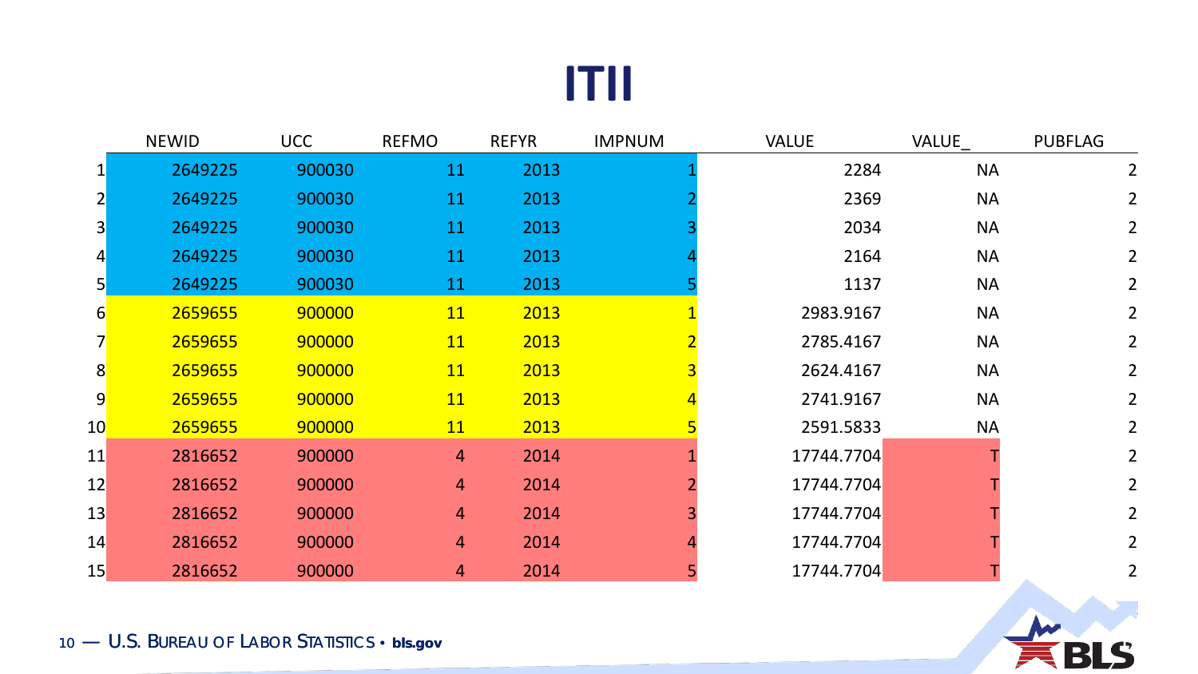# ITII

| | NEWID | UCC | REFMO | REFYR | IMPNUM | VALUE | VALUE_ | PUBFLAG |
|---|---|---|---|---|---|---|---|---|
| 1 | 2649225 | 900030 | 11 | 2013 | 1 | 2284 | NA | 2 |
| 2 | 2649225 | 900030 | 11 | 2013 | 2 | 2369 | NA | 2 |
| 3 | 2649225 | 900030 | 11 | 2013 | 3 | 2034 | NA | 2 |
| 4 | 2649225 | 900030 | 11 | 2013 | 4 | 2164 | NA | 2 |
| 5 | 2649225 | 900030 | 11 | 2013 | 5 | 1137 | NA | 2 |
| 6 | 2659655 | 900000 | 11 | 2013 | 1 | 2983.9167 | NA | 2 |
| 7 | 2659655 | 900000 | 11 | 2013 | 2 | 2785.4167 | NA | 2 |
| 8 | 2659655 | 900000 | 11 | 2013 | 3 | 2624.4167 | NA | 2 |
| 9 | 2659655 | 900000 | 11 | 2013 | 4 | 2741.9167 | NA | 2 |
| 10 | 2659655 | 900000 | 11 | 2013 | 5 | 2591.5833 | NA | 2 |
| 11 | 2816652 | 900000 | 4 | 2014 | 1 | 17744.7704 | T | 2 |
| 12 | 2816652 | 900000 | 4 | 2014 | 2 | 17744.7704 | T | 2 |
| 13 | 2816652 | 900000 | 4 | 2014 | 3 | 17744.7704 | T | 2 |
| 14 | 2816652 | 900000 | 4 | 2014 | 4 | 17744.7704 | T | 2 |
| 15 | 2816652 | 900000 | 4 | 2014 | 5 | 17744.7704 | T | 2 |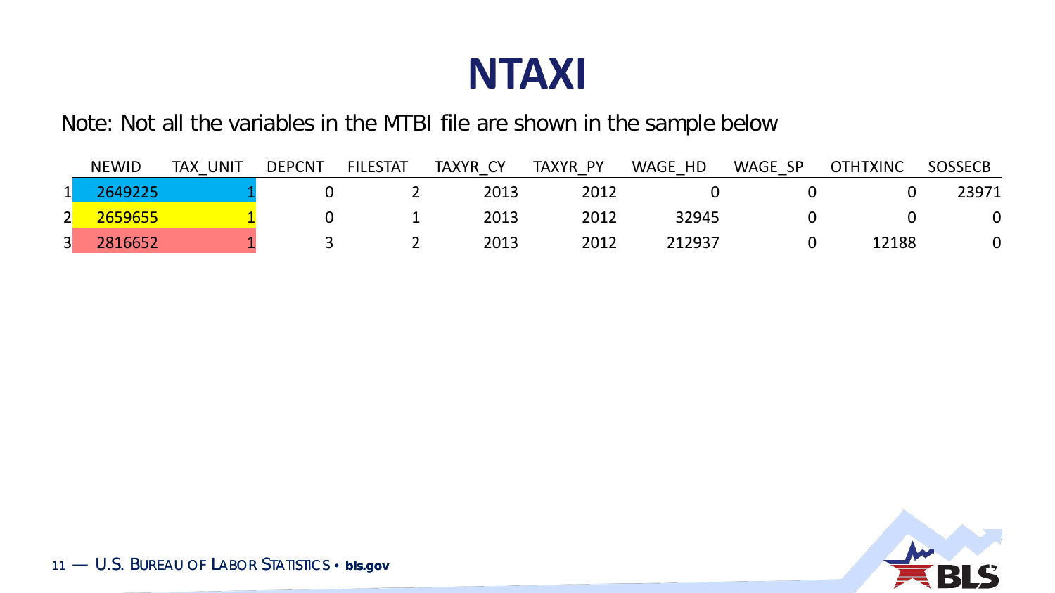# NTAXI

Note: Not all the variables in the MTBI file are shown in the sample below

| | NEWID | TAX_UNIT | DEPCNT | FILESTAT | TAXYR_CY | TAXYR_PY | WAGE_HD | WAGE_SP | OTHTXINC | SOSSECB |
|---|---|---|---|---|---|---|---|---|---|---|
| 1 | 2649225 | 1 | 0 | 2 | 2013 | 2012 | 0 | 0 | 0 | 23971 |
| 2 | 2659655 | 1 | 0 | 1 | 2013 | 2012 | 32945 | 0 | 0 | 0 |
| 3 | 2816652 | 1 | 3 | 2 | 2013 | 2012 | 212937 | 0 | 12188 | 0 |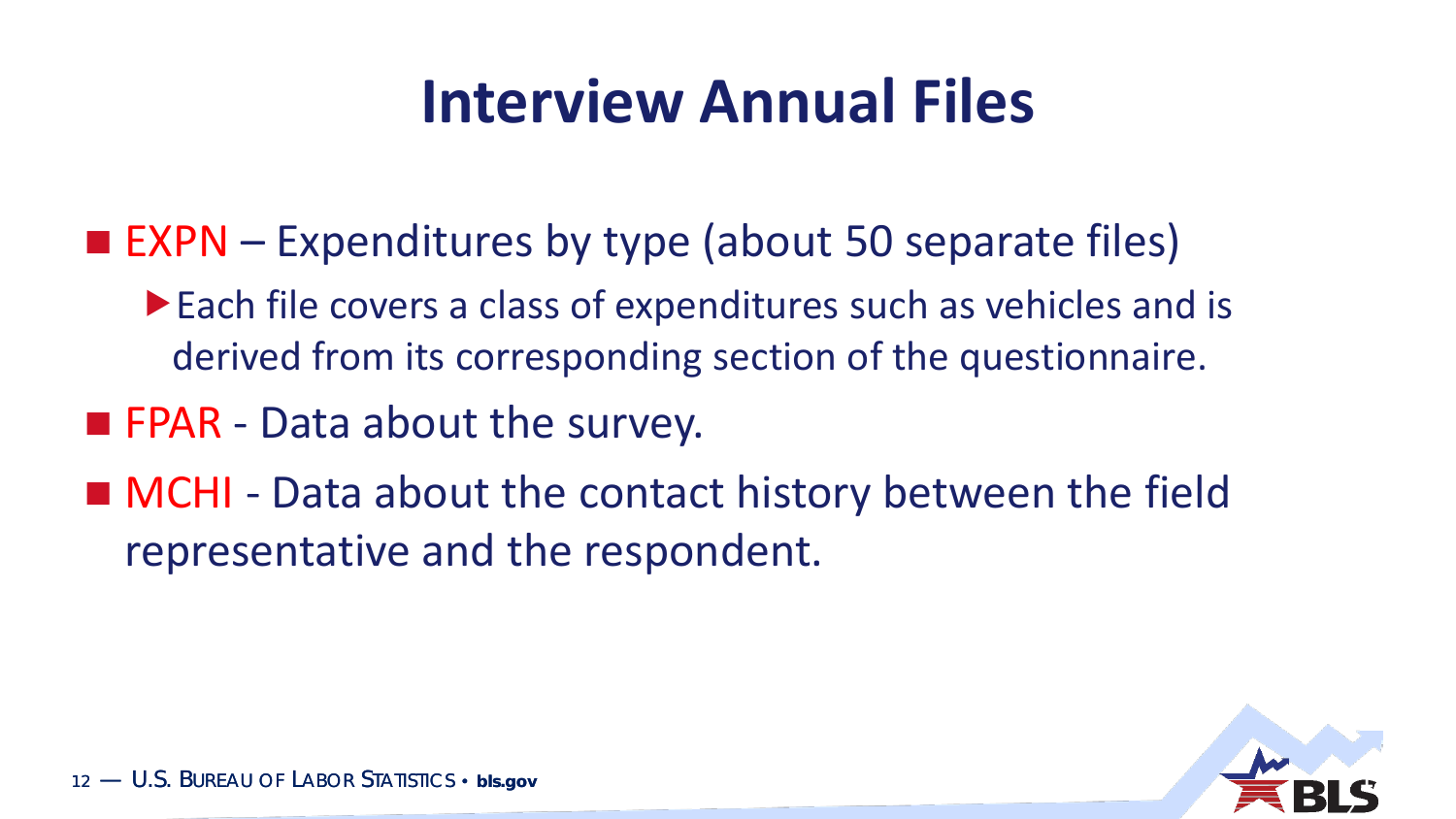# Interview Annual Files

- EXPN – Expenditures by type (about 50 separate files)
  - Each file covers a class of expenditures such as vehicles and is derived from its corresponding section of the questionnaire.
- FPAR - Data about the survey.
- MCHI - Data about the contact history between the field representative and the respondent.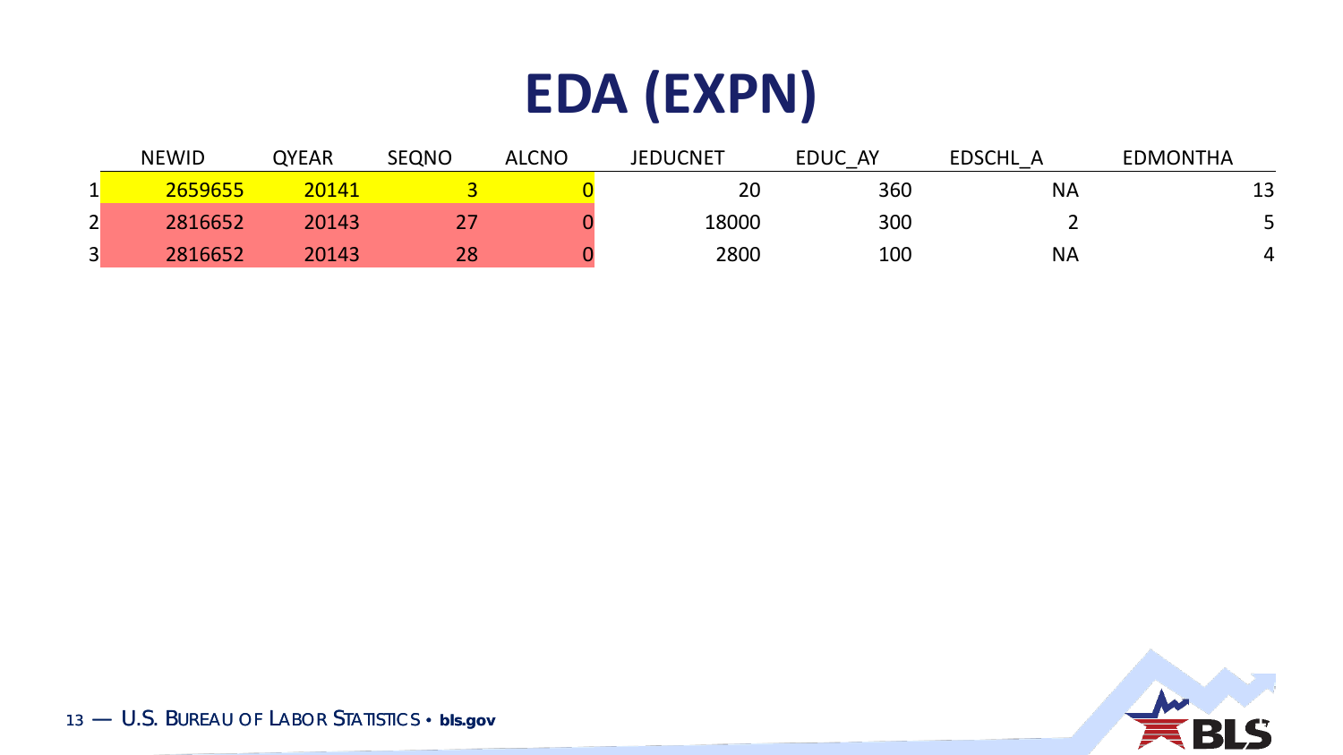# EDA (EXPN)

| | NEWID | QYEAR | SEQNO | ALCNO | JEDUCNET | EDUC_AY | EDSCHL_A | EDMONTHA |
|---|---|---|---|---|---|---|---|---|
| 1 | 2659655 | 20141 | 3 | 0 | 20 | 360 | NA | 13 |
| 2 | 2816652 | 20143 | 27 | 0 | 18000 | 300 | 2 | 5 |
| 3 | 2816652 | 20143 | 28 | 0 | 2800 | 100 | NA | 4 |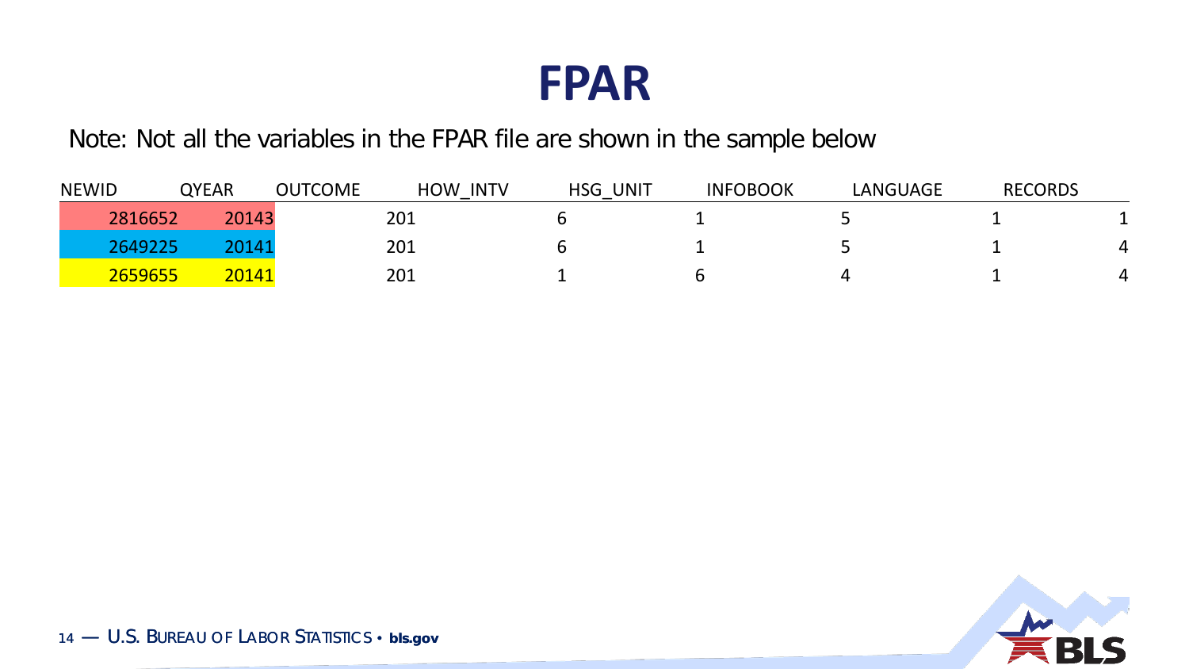# FPAR

Note: Not all the variables in the FPAR file are shown in the sample below

| NEWID | QYEAR | OUTCOME | HOW_INTV | HSG_UNIT | INFOBOOK | LANGUAGE | RECORDS |
|---|---|---|---|---|---|---|---|
| 2816652 | 20143 | 201 | 6 | 1 | 5 | 1 | 1 |
| 2649225 | 20141 | 201 | 6 | 1 | 5 | 1 | 4 |
| 2659655 | 20141 | 201 | 1 | 6 | 4 | 1 | 4 |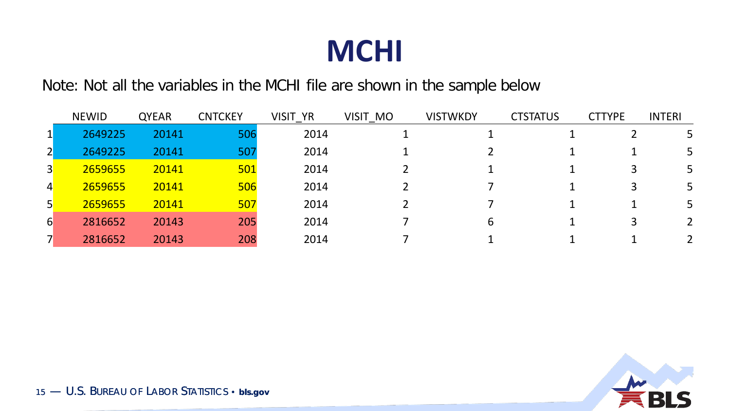# MCHI

Note: Not all the variables in the MCHI file are shown in the sample below

| | NEWID | QYEAR | CNTCKEY | VISIT_YR | VISIT_MO | VISTWKDY | CTSTATUS | CTTYPE | INTERI |
|---|---|---|---|---|---|---|---|---|---|
| 1 | 2649225 | 20141 | 506 | 2014 | 1 | 1 | 1 | 2 | 5 |
| 2 | 2649225 | 20141 | 507 | 2014 | 1 | 2 | 1 | 1 | 5 |
| 3 | 2659655 | 20141 | 501 | 2014 | 2 | 1 | 1 | 3 | 5 |
| 4 | 2659655 | 20141 | 506 | 2014 | 2 | 7 | 1 | 3 | 5 |
| 5 | 2659655 | 20141 | 507 | 2014 | 2 | 7 | 1 | 1 | 5 |
| 6 | 2816652 | 20143 | 205 | 2014 | 7 | 6 | 1 | 3 | 2 |
| 7 | 2816652 | 20143 | 208 | 2014 | 7 | 1 | 1 | 1 | 2 |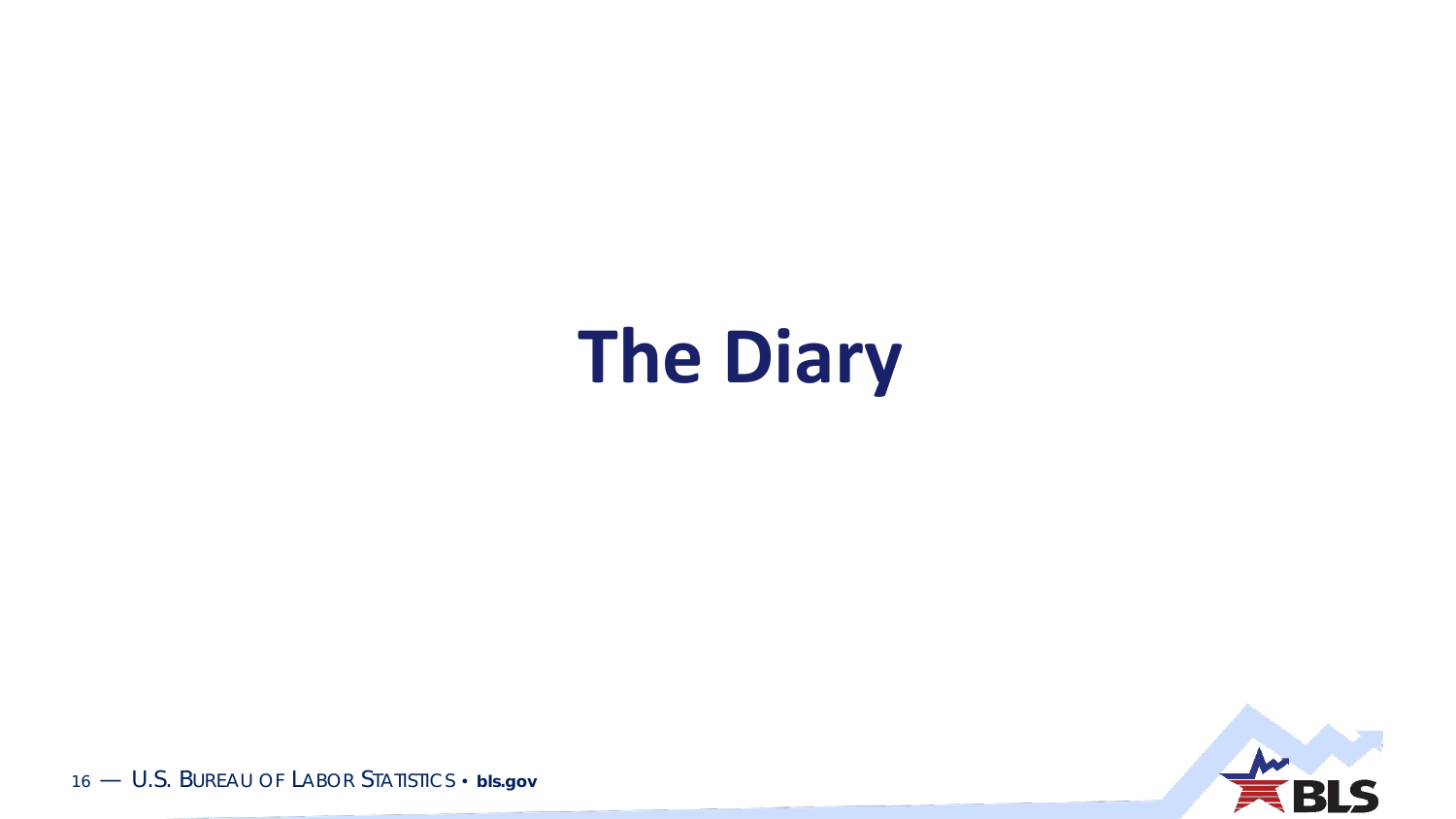# The Diary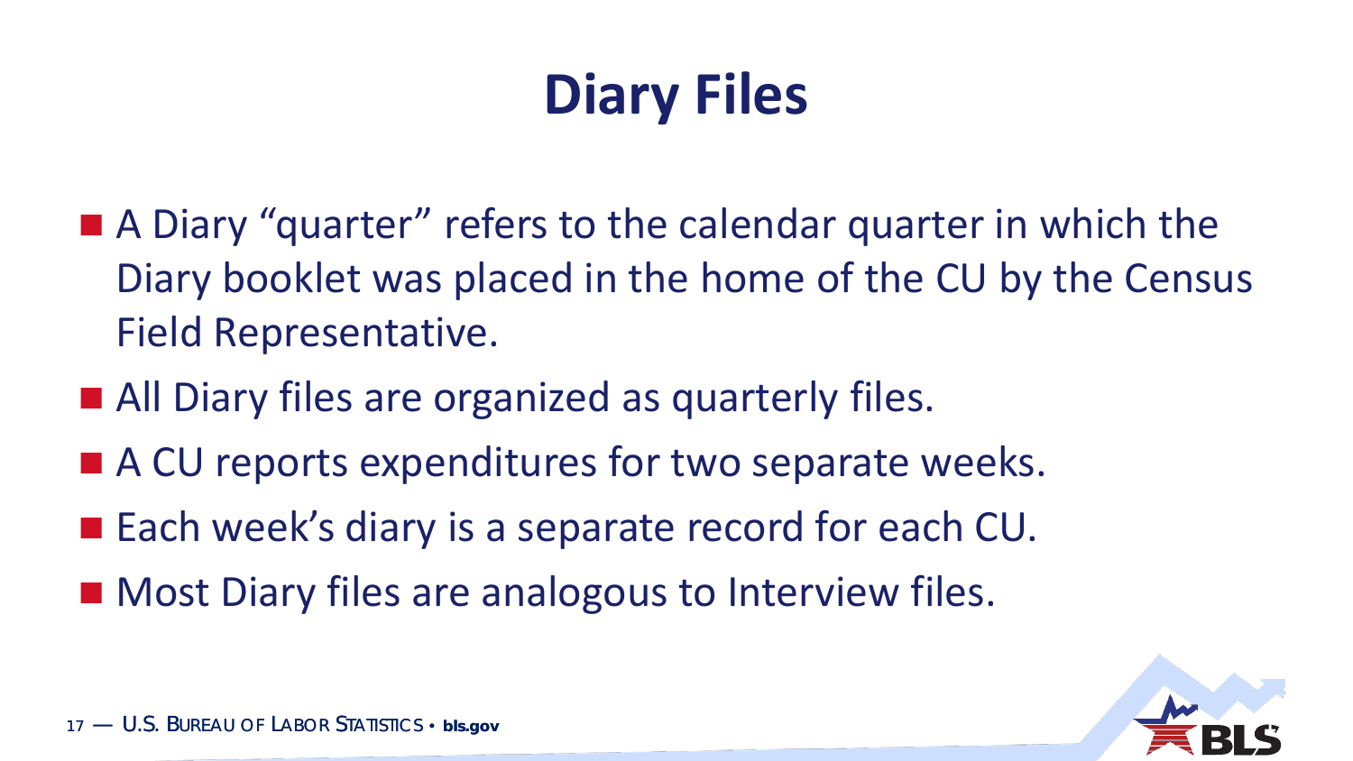# Diary Files

- A Diary “quarter” refers to the calendar quarter in which the Diary booklet was placed in the home of the CU by the Census Field Representative.
- All Diary files are organized as quarterly files.
- A CU reports expenditures for two separate weeks.
- Each week’s diary is a separate record for each CU.
- Most Diary files are analogous to Interview files.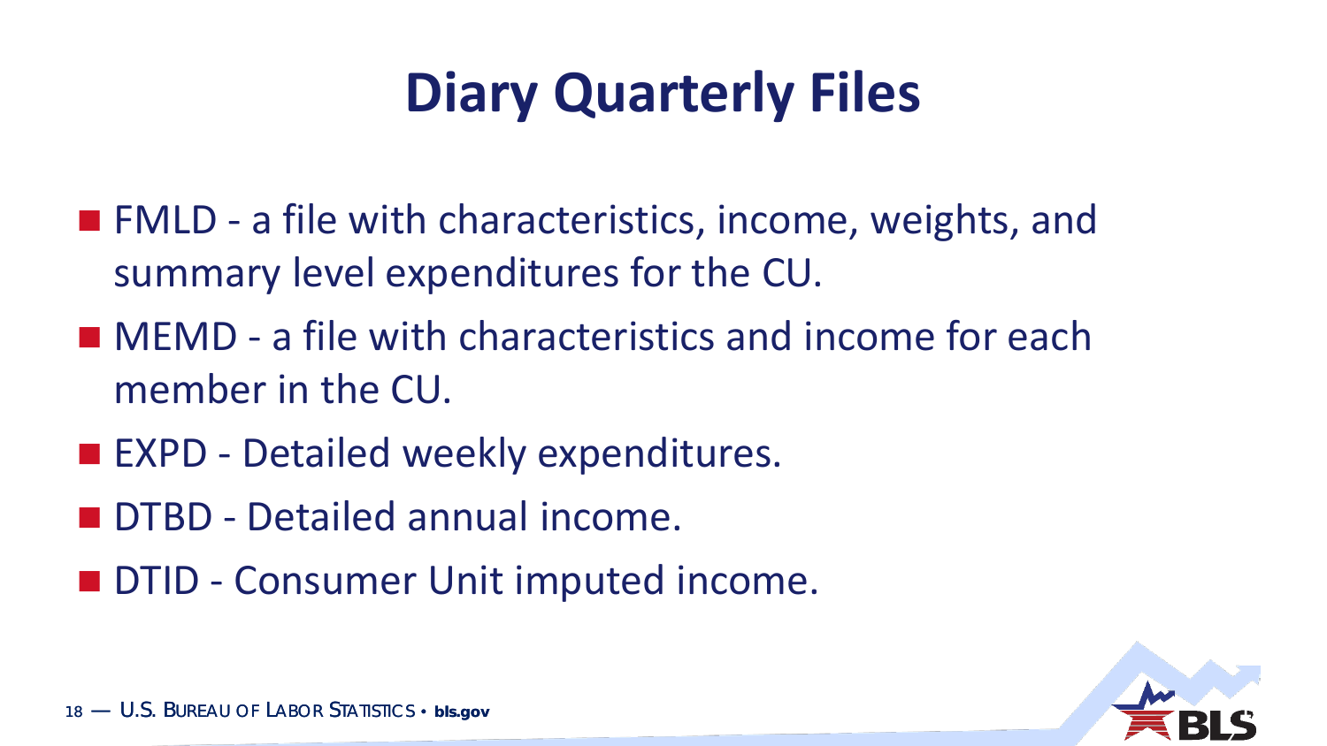# Diary Quarterly Files

- FMLD - a file with characteristics, income, weights, and summary level expenditures for the CU.
- MEMD - a file with characteristics and income for each member in the CU.
- EXPD - Detailed weekly expenditures.
- DTBD - Detailed annual income.
- DTID - Consumer Unit imputed income.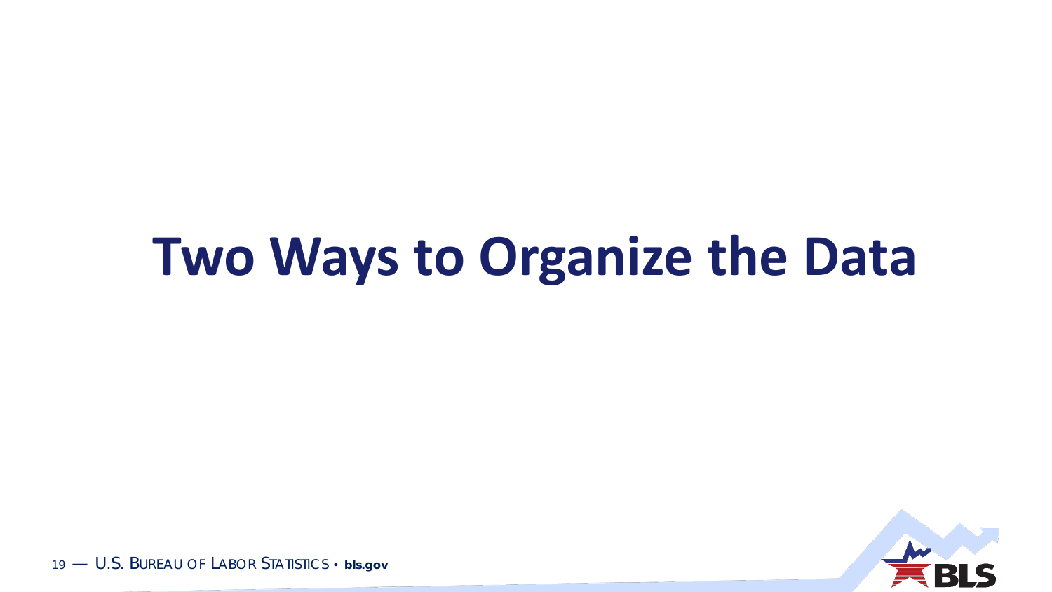# Two Ways to Organize the Data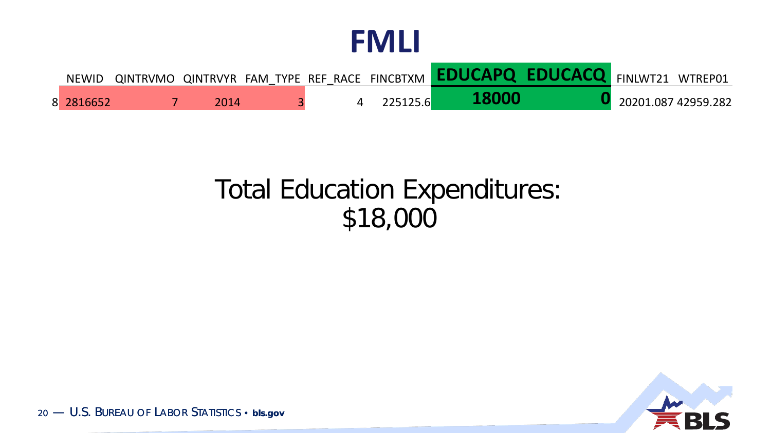# FMLI

| | NEWID | QINTRVMO | QINTRVYR | FAM_TYPE | REF_RACE | FINCBTXM | **EDUCAPQ** | **EDUCACQ** | FINLWT21 | WTREP01 |
|---|---|---|---|---|---|---|---|---|---|---|
| 8 | 2816652 | 7 | 2014 | 3 | 4 | 225125.6 | **18000** | **0** | 20201.087 | 42959.282 |

Total Education Expenditures:
$18,000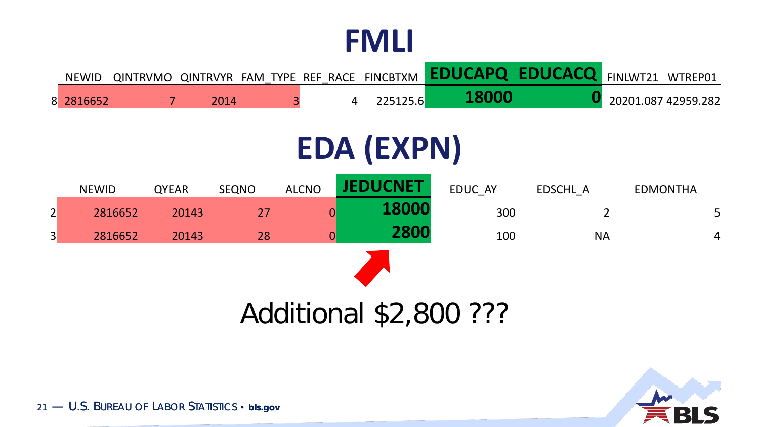# FMLI

| | NEWID | QINTRVMO | QINTRVYR | FAM_TYPE | REF_RACE | FINCBTXM | EDUCAPQ | EDUCACQ | FINLWT21 | WTREP01 |
|---|---|---|---|---|---|---|---|---|---|---|
| 8 | 2816652 | 7 | 2014 | 3 | 4 | 225125.6 | **18000** | **0** | 20201.087 | 42959.282 |

# EDA (EXPN)

| | NEWID | QYEAR | SEQNO | ALCNO | JEDUCNET | EDUC_AY | EDSCHL_A | EDMONTHA |
|---|---|---|---|---|---|---|---|---|
| 2 | 2816652 | 20143 | 27 | 0 | **18000** | 300 | 2 | 5 |
| 3 | 2816652 | 20143 | 28 | 0 | **2800** | 100 | NA | 4 |

Additional $2,800 ???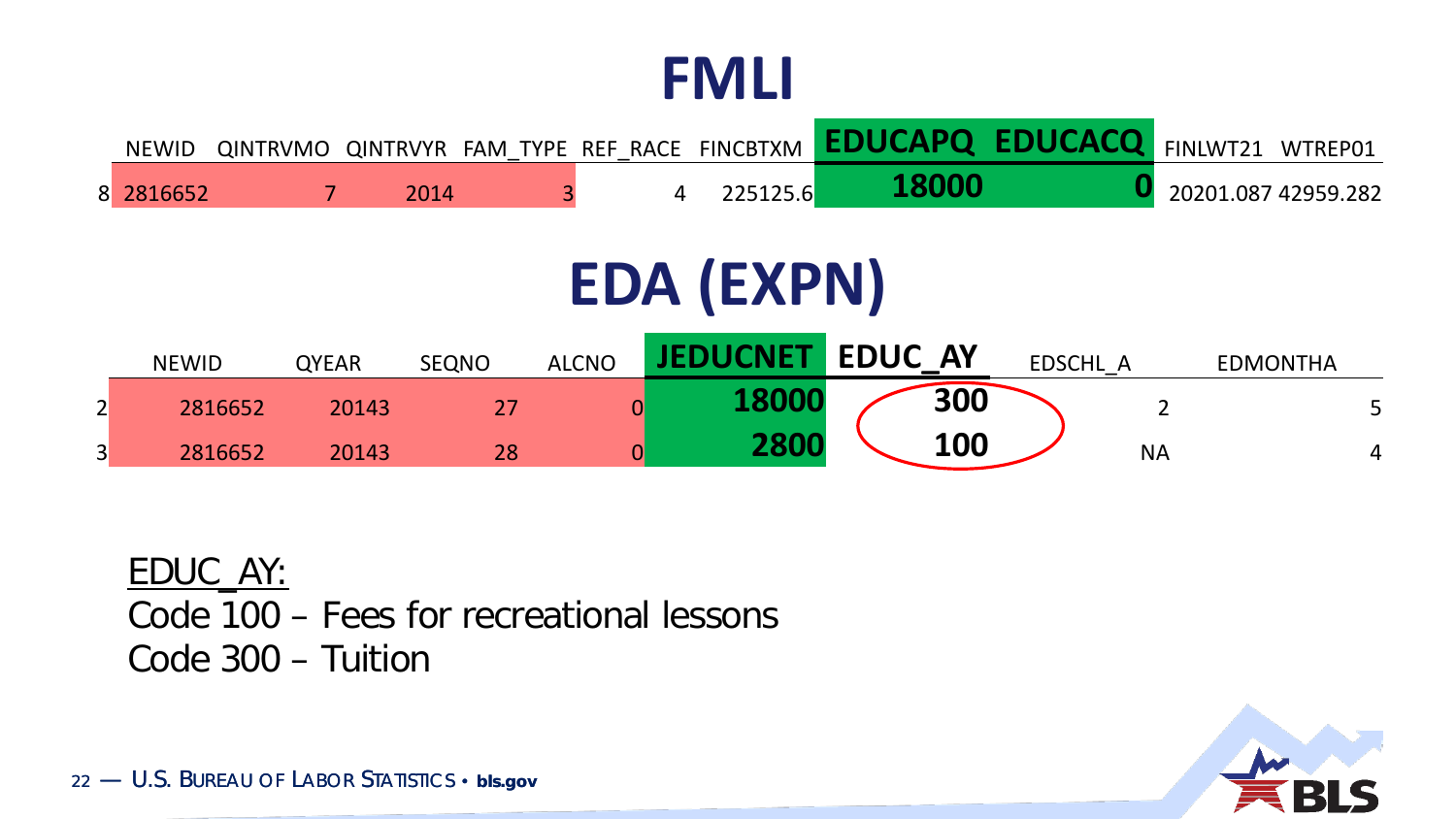# FMLI

| | NEWID | QINTRVMO | QINTRVYR | FAM_TYPE | REF_RACE | FINCBTXM | EDUCAPQ | EDUCACQ | FINLWT21 | WTREP01 |
|---|---|---|---|---|---|---|---|---|---|---|
| 8 | 2816652 | 7 | 2014 | 3 | 4 | 225125.6 | **18000** | **0** | 20201.087 | 42959.282 |

# EDA (EXPN)

| | NEWID | QYEAR | SEQNO | ALCNO | JEDUCNET | EDUC_AY | EDSCHL_A | EDMONTHA |
|---|---|---|---|---|---|---|---|---|
| 2 | 2816652 | 20143 | 27 | 0 | **18000** | **300** | 2 | 5 |
| 3 | 2816652 | 20143 | 28 | 0 | **2800** | **100** | NA | 4 |

EDUC_AY:
Code 100 – Fees for recreational lessons
Code 300 – Tuition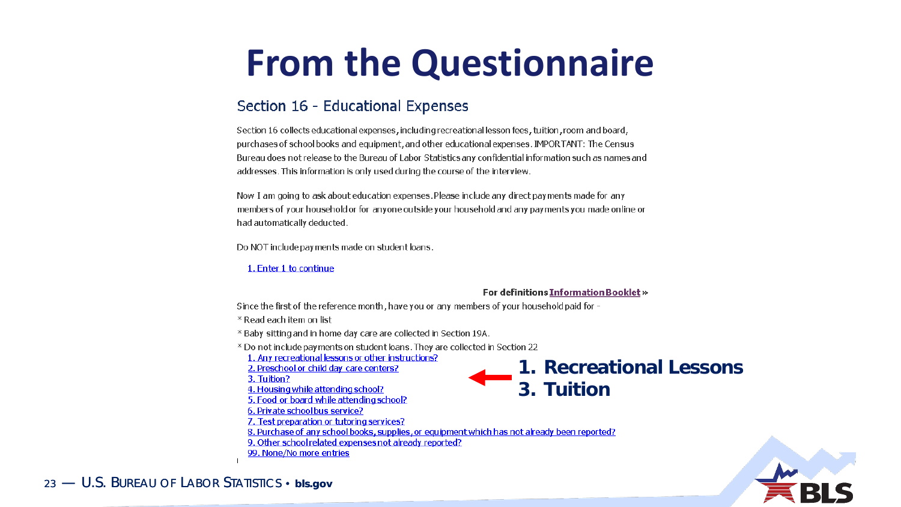# From the Questionnaire

## Section 16 - Educational Expenses

Section 16 collects educational expenses, including recreational lesson fees, tuition, room and board, purchases of school books and equipment, and other educational expenses. IMPORTANT: The Census Bureau does not release to the Bureau of Labor Statistics any confidential information such as names and addresses. This information is only used during the course of the interview.

Now I am going to ask about education expenses. Please include any direct payments made for any members of your household or for anyone outside your household and any payments you made online or had automatically deducted.

Do NOT include payments made on student loans.

1. Enter 1 to continue

**For definitions Information Booklet »**

Since the first of the reference month, have you or any members of your household paid for -

* Read each item on list
* Baby sitting and in home day care are collected in Section 19A.
* Do not include payments on student loans. They are collected in Section 22

1. Any recreational lessons or other instructions?
2. Preschool or child day care centers?
3. Tuition?
4. Housing while attending school?
5. Food or board while attending school?
6. Private school bus service?
7. Test preparation or tutoring services?
8. Purchase of any school books, supplies, or equipment which has not already been reported?
9. Other school related expenses not already reported?
99. None/No more entries

**1. Recreational Lessons**
**3. Tuition**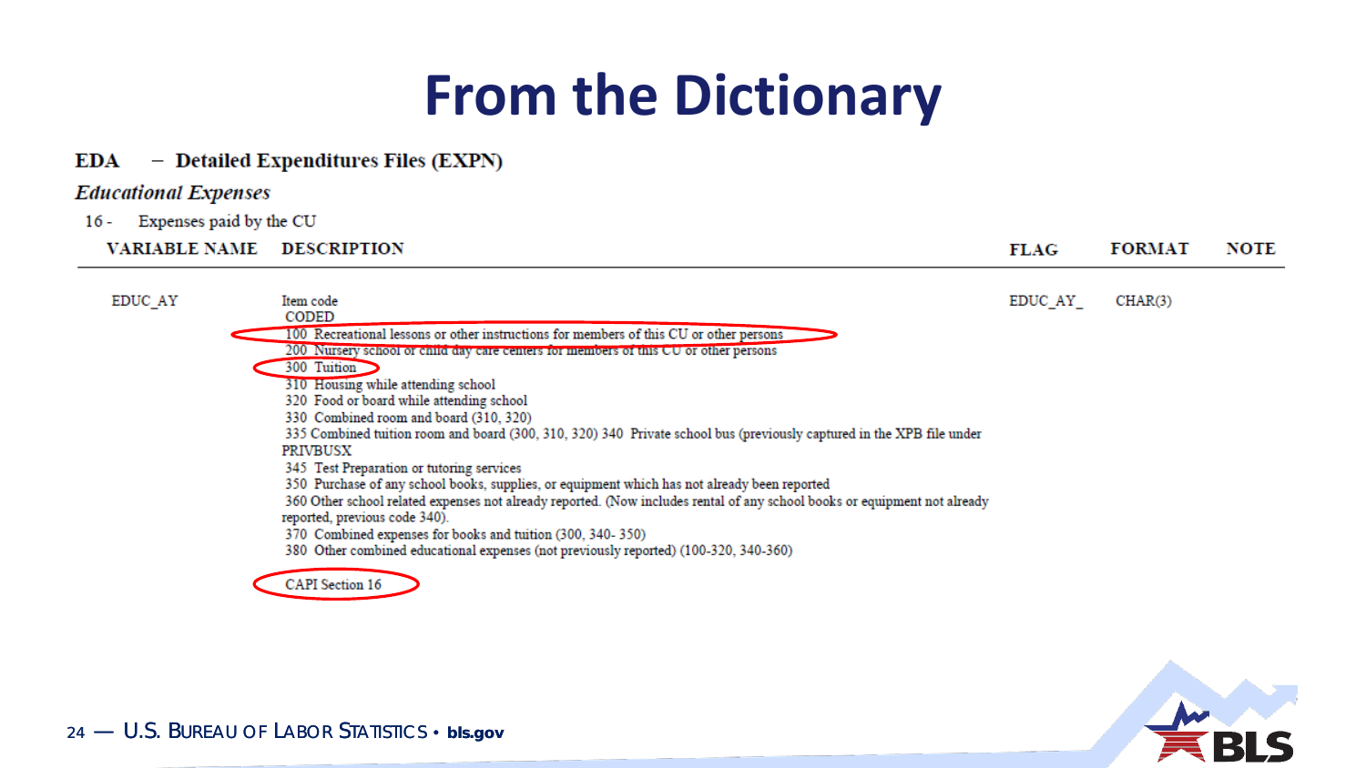# From the Dictionary

**EDA – Detailed Expenditures Files (EXPN)**

*Educational Expenses*

16 - Expenses paid by the CU

| VARIABLE NAME | DESCRIPTION | FLAG | FORMAT | NOTE |
|---|---|---|---|---|
| EDUC_AY | Item code<br>CODED<br>100 Recreational lessons or other instructions for members of this CU or other persons<br>200 Nursery school or child day care centers for members of this CU or other persons<br>300 Tuition<br>310 Housing while attending school<br>320 Food or board while attending school<br>330 Combined room and board (310, 320)<br>335 Combined tuition room and board (300, 310, 320) 340 Private school bus (previously captured in the XPB file under PRIVBUSX<br>345 Test Preparation or tutoring services<br>350 Purchase of any school books, supplies, or equipment which has not already been reported<br>360 Other school related expenses not already reported. (Now includes rental of any school books or equipment not already reported, previous code 340).<br>370 Combined expenses for books and tuition (300, 340- 350)<br>380 Other combined educational expenses (not previously reported) (100-320, 340-360)<br><br>CAPI Section 16 | EDUC_AY_ | CHAR(3) | |

U.S. BUREAU OF LABOR STATISTICS • bls.gov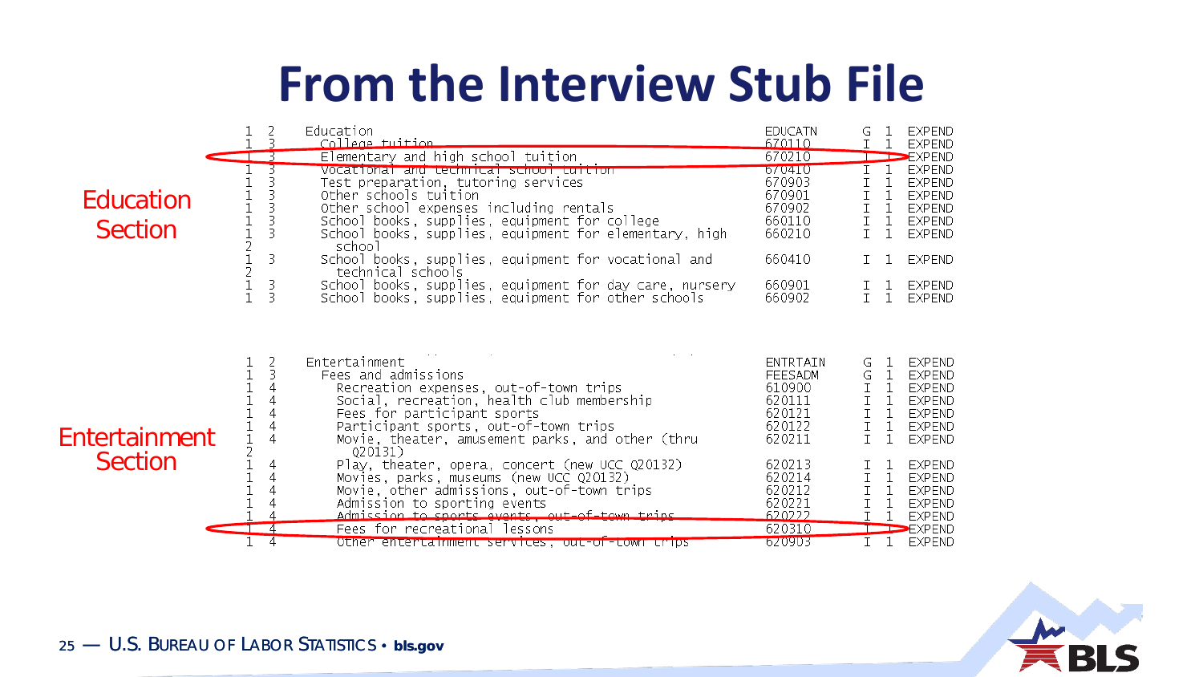# From the Interview Stub File

**Education Section**

| | | | | | | |
|---|---|---|---|---|---|---|
| 1 | 2 | Education | EDUCATN | G | 1 | EXPEND |
| 1 | 3 | College tuition | 670110 | I | 1 | EXPEND |
| 1 | 3 | Elementary and high school tuition | 670210 | I | 1 | EXPEND |
| 1 | 3 | Vocational and technical school tuition | 670410 | I | 1 | EXPEND |
| 1 | 3 | Test preparation, tutoring services | 670903 | I | 1 | EXPEND |
| 1 | 3 | Other schools tuition | 670901 | I | 1 | EXPEND |
| 1 | 3 | Other school expenses including rentals | 670902 | I | 1 | EXPEND |
| 1 | 3 | School books, supplies, equipment for college | 660110 | I | 1 | EXPEND |
| 1 | 3 | School books, supplies, equipment for elementary, high | 660210 | I | 1 | EXPEND |
| 2 | | school | | | | |
| 1 | 3 | School books, supplies, equipment for vocational and | 660410 | I | 1 | EXPEND |
| 2 | | technical schools | | | | |
| 1 | 3 | School books, supplies, equipment for day care, nursery | 660901 | I | 1 | EXPEND |
| 1 | 3 | School books, supplies, equipment for other schools | 660902 | I | 1 | EXPEND |

**Entertainment Section**

| | | | | | | |
|---|---|---|---|---|---|---|
| 1 | 2 | Entertainment | ENTRTAIN | G | 1 | EXPEND |
| 1 | 3 | Fees and admissions | FEESADM | G | 1 | EXPEND |
| 1 | 4 | Recreation expenses, out-of-town trips | 610900 | I | 1 | EXPEND |
| 1 | 4 | Social, recreation, health club membership | 620111 | I | 1 | EXPEND |
| 1 | 4 | Fees for participant sports | 620121 | I | 1 | EXPEND |
| 1 | 4 | Participant sports, out-of-town trips | 620122 | I | 1 | EXPEND |
| 1 | 4 | Movie, theater, amusement parks, and other (thru | 620211 | I | 1 | EXPEND |
| 2 | | Q20131) | | | | |
| 1 | 4 | Play, theater, opera, concert (new UCC Q20132) | 620213 | I | 1 | EXPEND |
| 1 | 4 | Movies, parks, museums (new UCC Q20132) | 620214 | I | 1 | EXPEND |
| 1 | 4 | Movie, other admissions, out-of-town trips | 620212 | I | 1 | EXPEND |
| 1 | 4 | Admission to sporting events | 620221 | I | 1 | EXPEND |
| 1 | 4 | Admission to sports events, out-of-town trips | 620222 | I | 1 | EXPEND |
| 1 | 4 | Fees for recreational lessons | 620310 | I | 1 | EXPEND |
| 1 | 4 | Other entertainment services, out-of-town trips | 620903 | I | 1 | EXPEND |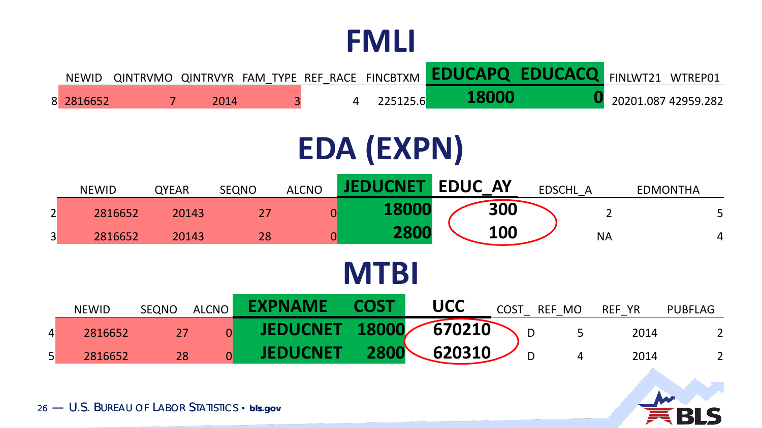# FMLI

| | NEWID | QINTRVMO | QINTRVYR | FAM_TYPE | REF_RACE | FINCBTXM | EDUCAPQ | EDUCACQ | FINLWT21 | WTREP01 |
|---|---|---|---|---|---|---|---|---|---|---|
| 8 | 2816652 | 7 | 2014 | 3 | 4 | 225125.6 | **18000** | **0** | 20201.087 | 42959.282 |

# EDA (EXPN)

| | NEWID | QYEAR | SEQNO | ALCNO | JEDUCNET | EDUC_AY | EDSCHL_A | EDMONTHA |
|---|---|---|---|---|---|---|---|---|
| 2 | 2816652 | 20143 | 27 | 0 | **18000** | **300** | 2 | 5 |
| 3 | 2816652 | 20143 | 28 | 0 | **2800** | **100** | NA | 4 |

# MTBI

| | NEWID | SEQNO | ALCNO | EXPNAME | COST | UCC | COST_ | REF_MO | REF_YR | PUBFLAG |
|---|---|---|---|---|---|---|---|---|---|---|
| 4 | 2816652 | 27 | 0 | **JEDUCNET** | **18000** | **670210** | D | 5 | 2014 | 2 |
| 5 | 2816652 | 28 | 0 | **JEDUCNET** | **2800** | **620310** | D | 4 | 2014 | 2 |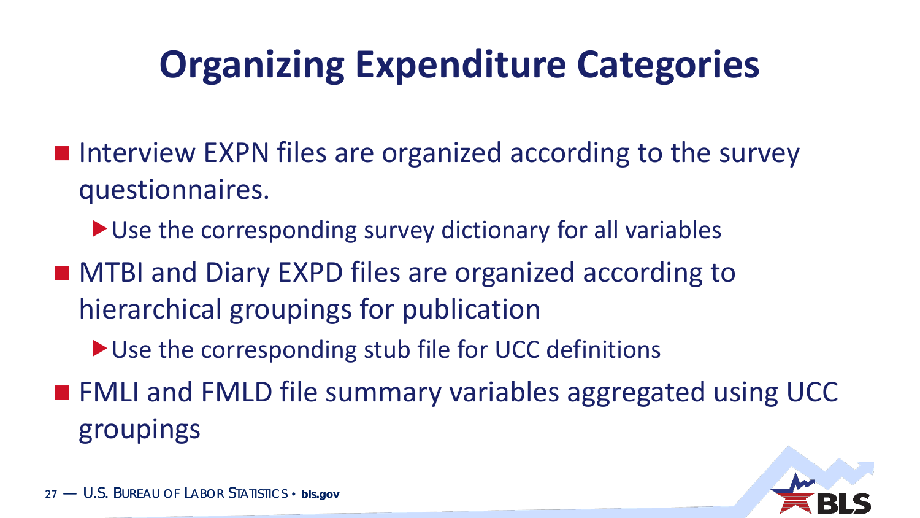# Organizing Expenditure Categories

- Interview EXPN files are organized according to the survey questionnaires.
  - Use the corresponding survey dictionary for all variables
- MTBI and Diary EXPD files are organized according to hierarchical groupings for publication
  - Use the corresponding stub file for UCC definitions
- FMLI and FMLD file summary variables aggregated using UCC groupings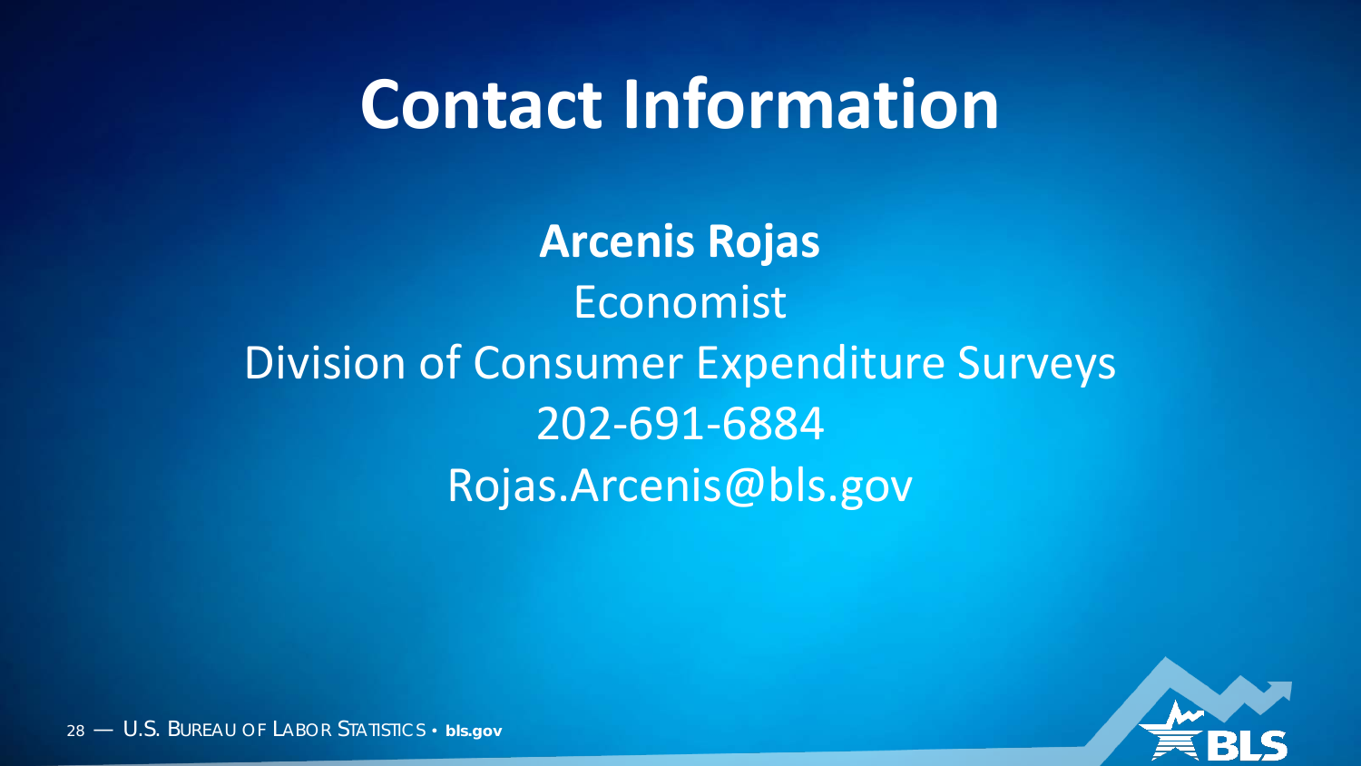# Contact Information

**Arcenis Rojas**

Economist

Division of Consumer Expenditure Surveys

202-691-6884

Rojas.Arcenis@bls.gov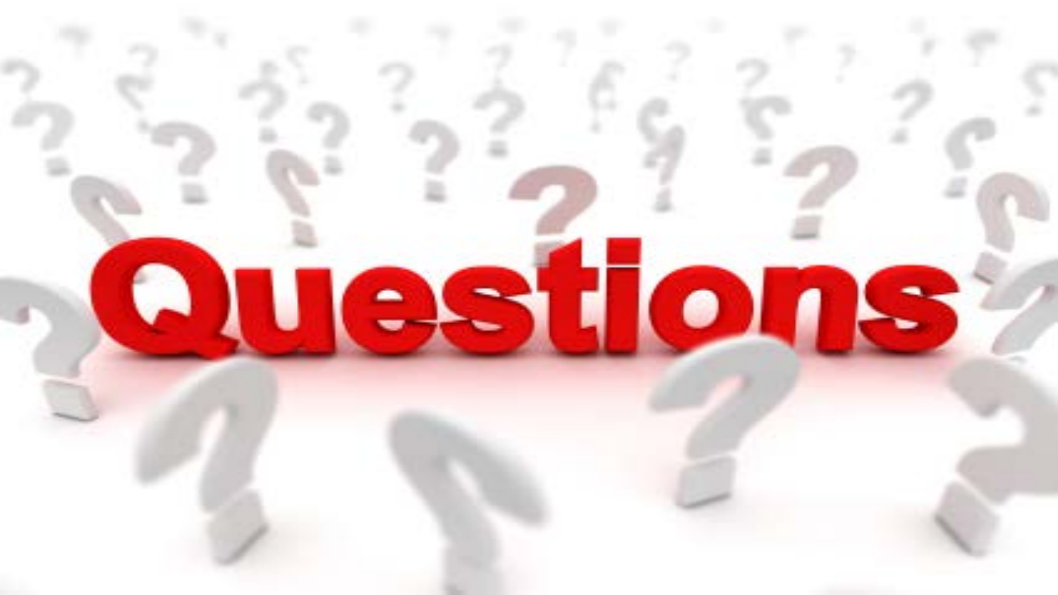Questions